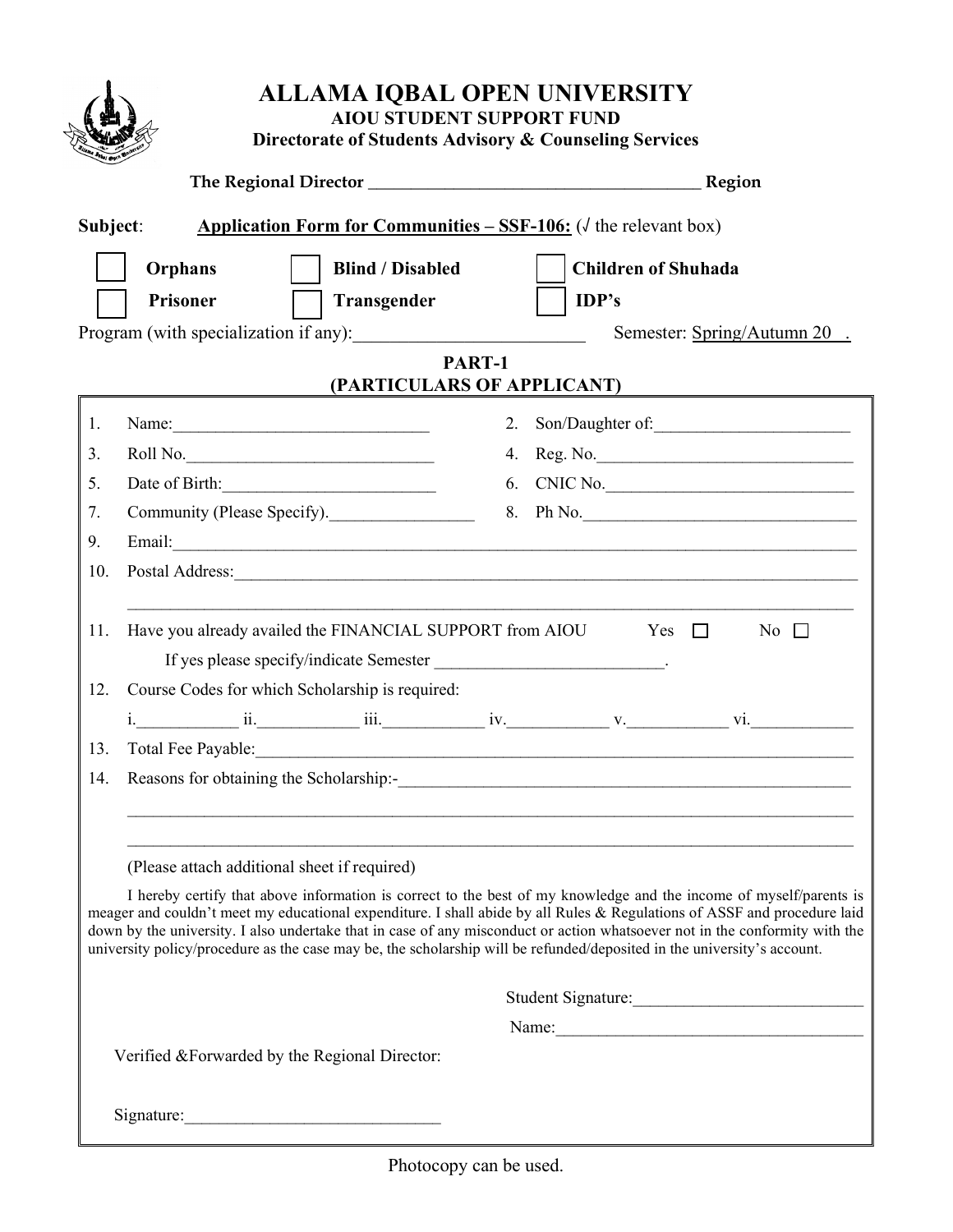# ALLAMA IQBAL OPEN UNIVERSITY

**AIOU STUDENT SUPPORT FUND**

**Directorate of Students Advisory & Counseling Services**

**The Regional Director _______________________________________ Region**

**Subject**: **Application Form for Communities – SSF-106:** (√ the relevant box)

☐ **Orphans** ☐ **Blind / Disabled** ☐ **Children of Shuhada**

☐ **Prisoner** ☐ **Transgender** ☐ **IDP's**

Program (with specialization if any):_________________________ Semester: Spring/Autumn 20 .

## PART-1
## (PARTICULARS OF APPLICANT)

1. Name:______________________________ 2. Son/Daughter of:_______________________
3. Roll No.______________________________ 4. Reg. No.______________________________
5. Date of Birth:_________________________ 6. CNIC No._____________________________
7. Community (Please Specify)._________________ 8. Ph No.________________________________
9. Email:_________________________________________________________________________
10. Postal Address:___________________________________________________________________

    ________________________________________________________________________________
11. Have you already availed the FINANCIAL SUPPORT from AIOU Yes ☐ No ☐

    If yes please specify/indicate Semester ___________________________.
12. Course Codes for which Scholarship is required:

    i.___________ ii.___________ iii.___________ iv.___________ v.___________ vi.___________
13. Total Fee Payable:_________________________________________________________________
14. Reasons for obtaining the Scholarship:-_______________________________________________

    ________________________________________________________________________________

    ________________________________________________________________________________

    (Please attach additional sheet if required)

I hereby certify that above information is correct to the best of my knowledge and the income of myself/parents is meager and couldn't meet my educational expenditure. I shall abide by all Rules & Regulations of ASSF and procedure laid down by the university. I also undertake that in case of any misconduct or action whatsoever not in the conformity with the university policy/procedure as the case may be, the scholarship will be refunded/deposited in the university's account.

Student Signature:___________________________

Name:____________________________________

Verified &Forwarded by the Regional Director:

Signature:_____________________________

Photocopy can be used.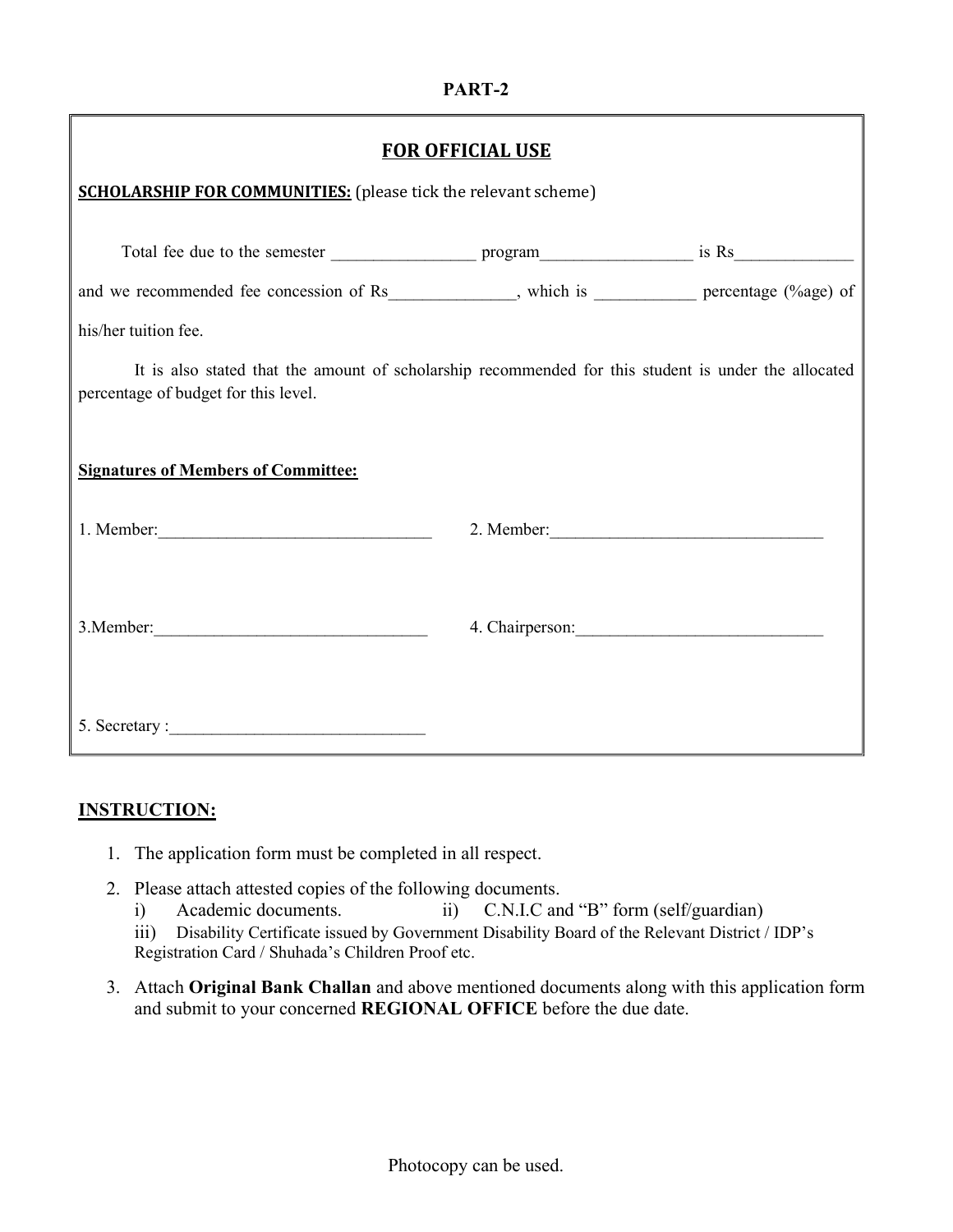**PART-2**

## FOR OFFICIAL USE

**SCHOLARSHIP FOR COMMUNITIES:** (please tick the relevant scheme)

Total fee due to the semester ________________ program_________________ is Rs_____________ and we recommended fee concession of Rs______________, which is ___________ percentage (%age) of his/her tuition fee.

It is also stated that the amount of scholarship recommended for this student is under the allocated percentage of budget for this level.

**Signatures of Members of Committee:**

1. Member:_______________________________ 2. Member:_______________________________

3.Member:_______________________________ 4. Chairperson:____________________________

5. Secretary :_____________________________

**INSTRUCTION:**

1. The application form must be completed in all respect.
2. Please attach attested copies of the following documents.
   i) Academic documents. ii) C.N.I.C and "B" form (self/guardian)
   iii) Disability Certificate issued by Government Disability Board of the Relevant District / IDP's Registration Card / Shuhada's Children Proof etc.
3. Attach **Original Bank Challan** and above mentioned documents along with this application form and submit to your concerned **REGIONAL OFFICE** before the due date.

Photocopy can be used.